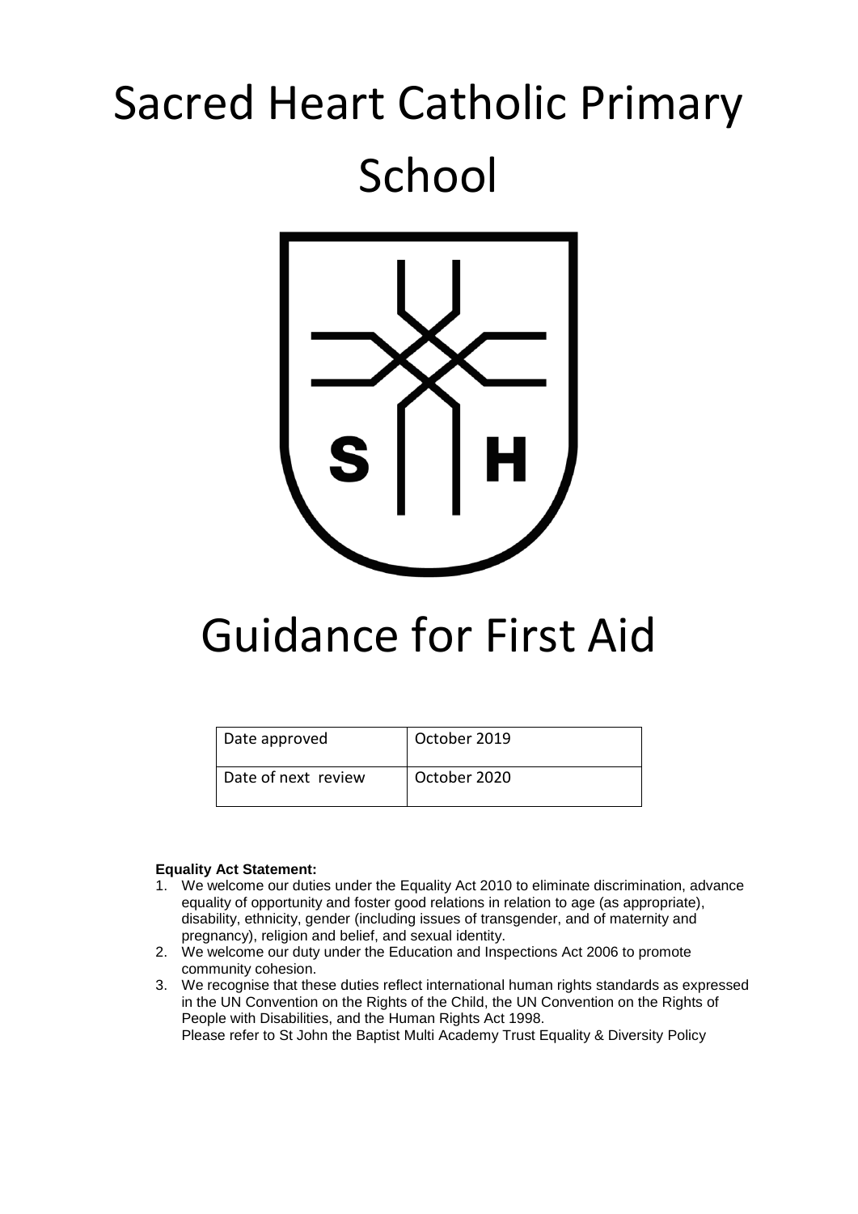# Sacred Heart Catholic Primary School

# Guidance for First Aid

| | |
|---|---|
| Date approved | October 2019 |
| Date of next review | October 2020 |

**Equality Act Statement:**

1. We welcome our duties under the Equality Act 2010 to eliminate discrimination, advance equality of opportunity and foster good relations in relation to age (as appropriate), disability, ethnicity, gender (including issues of transgender, and of maternity and pregnancy), religion and belief, and sexual identity.
2. We welcome our duty under the Education and Inspections Act 2006 to promote community cohesion.
3. We recognise that these duties reflect international human rights standards as expressed in the UN Convention on the Rights of the Child, the UN Convention on the Rights of People with Disabilities, and the Human Rights Act 1998.
   Please refer to St John the Baptist Multi Academy Trust Equality & Diversity Policy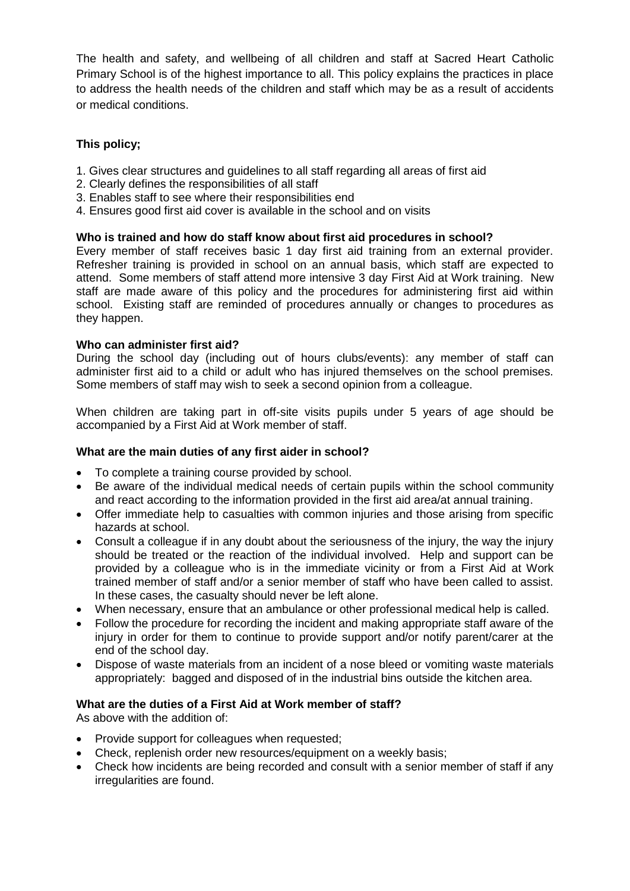The health and safety, and wellbeing of all children and staff at Sacred Heart Catholic Primary School is of the highest importance to all. This policy explains the practices in place to address the health needs of the children and staff which may be as a result of accidents or medical conditions.

**This policy;**

1. Gives clear structures and guidelines to all staff regarding all areas of first aid
2. Clearly defines the responsibilities of all staff
3. Enables staff to see where their responsibilities end
4. Ensures good first aid cover is available in the school and on visits

**Who is trained and how do staff know about first aid procedures in school?**

Every member of staff receives basic 1 day first aid training from an external provider. Refresher training is provided in school on an annual basis, which staff are expected to attend. Some members of staff attend more intensive 3 day First Aid at Work training. New staff are made aware of this policy and the procedures for administering first aid within school. Existing staff are reminded of procedures annually or changes to procedures as they happen.

**Who can administer first aid?**

During the school day (including out of hours clubs/events): any member of staff can administer first aid to a child or adult who has injured themselves on the school premises. Some members of staff may wish to seek a second opinion from a colleague.

When children are taking part in off-site visits pupils under 5 years of age should be accompanied by a First Aid at Work member of staff.

**What are the main duties of any first aider in school?**

- To complete a training course provided by school.
- Be aware of the individual medical needs of certain pupils within the school community and react according to the information provided in the first aid area/at annual training.
- Offer immediate help to casualties with common injuries and those arising from specific hazards at school.
- Consult a colleague if in any doubt about the seriousness of the injury, the way the injury should be treated or the reaction of the individual involved. Help and support can be provided by a colleague who is in the immediate vicinity or from a First Aid at Work trained member of staff and/or a senior member of staff who have been called to assist. In these cases, the casualty should never be left alone.
- When necessary, ensure that an ambulance or other professional medical help is called.
- Follow the procedure for recording the incident and making appropriate staff aware of the injury in order for them to continue to provide support and/or notify parent/carer at the end of the school day.
- Dispose of waste materials from an incident of a nose bleed or vomiting waste materials appropriately: bagged and disposed of in the industrial bins outside the kitchen area.

**What are the duties of a First Aid at Work member of staff?**

As above with the addition of:

- Provide support for colleagues when requested;
- Check, replenish order new resources/equipment on a weekly basis;
- Check how incidents are being recorded and consult with a senior member of staff if any irregularities are found.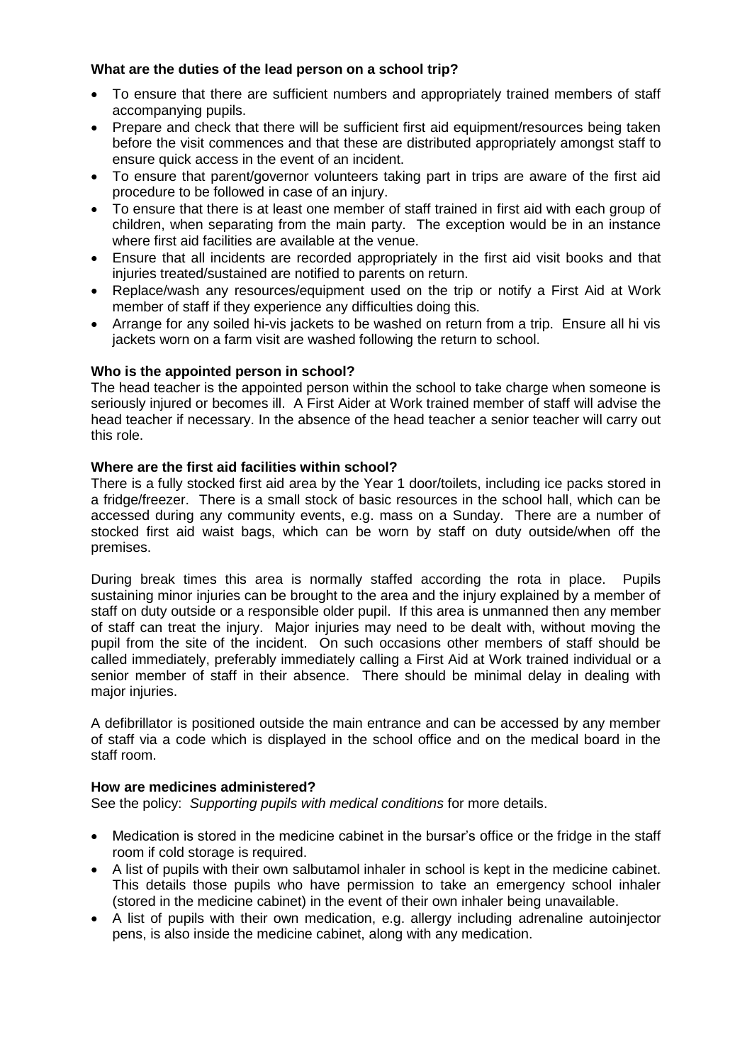**What are the duties of the lead person on a school trip?**

- To ensure that there are sufficient numbers and appropriately trained members of staff accompanying pupils.
- Prepare and check that there will be sufficient first aid equipment/resources being taken before the visit commences and that these are distributed appropriately amongst staff to ensure quick access in the event of an incident.
- To ensure that parent/governor volunteers taking part in trips are aware of the first aid procedure to be followed in case of an injury.
- To ensure that there is at least one member of staff trained in first aid with each group of children, when separating from the main party. The exception would be in an instance where first aid facilities are available at the venue.
- Ensure that all incidents are recorded appropriately in the first aid visit books and that injuries treated/sustained are notified to parents on return.
- Replace/wash any resources/equipment used on the trip or notify a First Aid at Work member of staff if they experience any difficulties doing this.
- Arrange for any soiled hi-vis jackets to be washed on return from a trip. Ensure all hi vis jackets worn on a farm visit are washed following the return to school.

**Who is the appointed person in school?**

The head teacher is the appointed person within the school to take charge when someone is seriously injured or becomes ill. A First Aider at Work trained member of staff will advise the head teacher if necessary. In the absence of the head teacher a senior teacher will carry out this role.

**Where are the first aid facilities within school?**

There is a fully stocked first aid area by the Year 1 door/toilets, including ice packs stored in a fridge/freezer. There is a small stock of basic resources in the school hall, which can be accessed during any community events, e.g. mass on a Sunday. There are a number of stocked first aid waist bags, which can be worn by staff on duty outside/when off the premises.

During break times this area is normally staffed according the rota in place. Pupils sustaining minor injuries can be brought to the area and the injury explained by a member of staff on duty outside or a responsible older pupil. If this area is unmanned then any member of staff can treat the injury. Major injuries may need to be dealt with, without moving the pupil from the site of the incident. On such occasions other members of staff should be called immediately, preferably immediately calling a First Aid at Work trained individual or a senior member of staff in their absence. There should be minimal delay in dealing with major injuries.

A defibrillator is positioned outside the main entrance and can be accessed by any member of staff via a code which is displayed in the school office and on the medical board in the staff room.

**How are medicines administered?**

See the policy: *Supporting pupils with medical conditions* for more details.

- Medication is stored in the medicine cabinet in the bursar's office or the fridge in the staff room if cold storage is required.
- A list of pupils with their own salbutamol inhaler in school is kept in the medicine cabinet. This details those pupils who have permission to take an emergency school inhaler (stored in the medicine cabinet) in the event of their own inhaler being unavailable.
- A list of pupils with their own medication, e.g. allergy including adrenaline autoinjector pens, is also inside the medicine cabinet, along with any medication.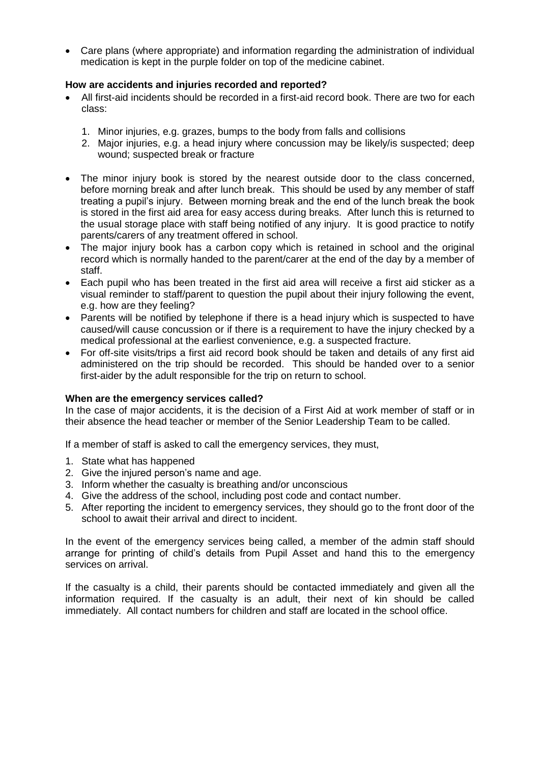- Care plans (where appropriate) and information regarding the administration of individual medication is kept in the purple folder on top of the medicine cabinet.

**How are accidents and injuries recorded and reported?**

- All first-aid incidents should be recorded in a first-aid record book. There are two for each class:

  1. Minor injuries, e.g. grazes, bumps to the body from falls and collisions
  2. Major injuries, e.g. a head injury where concussion may be likely/is suspected; deep wound; suspected break or fracture

- The minor injury book is stored by the nearest outside door to the class concerned, before morning break and after lunch break. This should be used by any member of staff treating a pupil's injury. Between morning break and the end of the lunch break the book is stored in the first aid area for easy access during breaks. After lunch this is returned to the usual storage place with staff being notified of any injury. It is good practice to notify parents/carers of any treatment offered in school.
- The major injury book has a carbon copy which is retained in school and the original record which is normally handed to the parent/carer at the end of the day by a member of staff.
- Each pupil who has been treated in the first aid area will receive a first aid sticker as a visual reminder to staff/parent to question the pupil about their injury following the event, e.g. how are they feeling?
- Parents will be notified by telephone if there is a head injury which is suspected to have caused/will cause concussion or if there is a requirement to have the injury checked by a medical professional at the earliest convenience, e.g. a suspected fracture.
- For off-site visits/trips a first aid record book should be taken and details of any first aid administered on the trip should be recorded. This should be handed over to a senior first-aider by the adult responsible for the trip on return to school.

**When are the emergency services called?**

In the case of major accidents, it is the decision of a First Aid at work member of staff or in their absence the head teacher or member of the Senior Leadership Team to be called.

If a member of staff is asked to call the emergency services, they must,

1. State what has happened
2. Give the injured person's name and age.
3. Inform whether the casualty is breathing and/or unconscious
4. Give the address of the school, including post code and contact number.
5. After reporting the incident to emergency services, they should go to the front door of the school to await their arrival and direct to incident.

In the event of the emergency services being called, a member of the admin staff should arrange for printing of child's details from Pupil Asset and hand this to the emergency services on arrival.

If the casualty is a child, their parents should be contacted immediately and given all the information required. If the casualty is an adult, their next of kin should be called immediately. All contact numbers for children and staff are located in the school office.